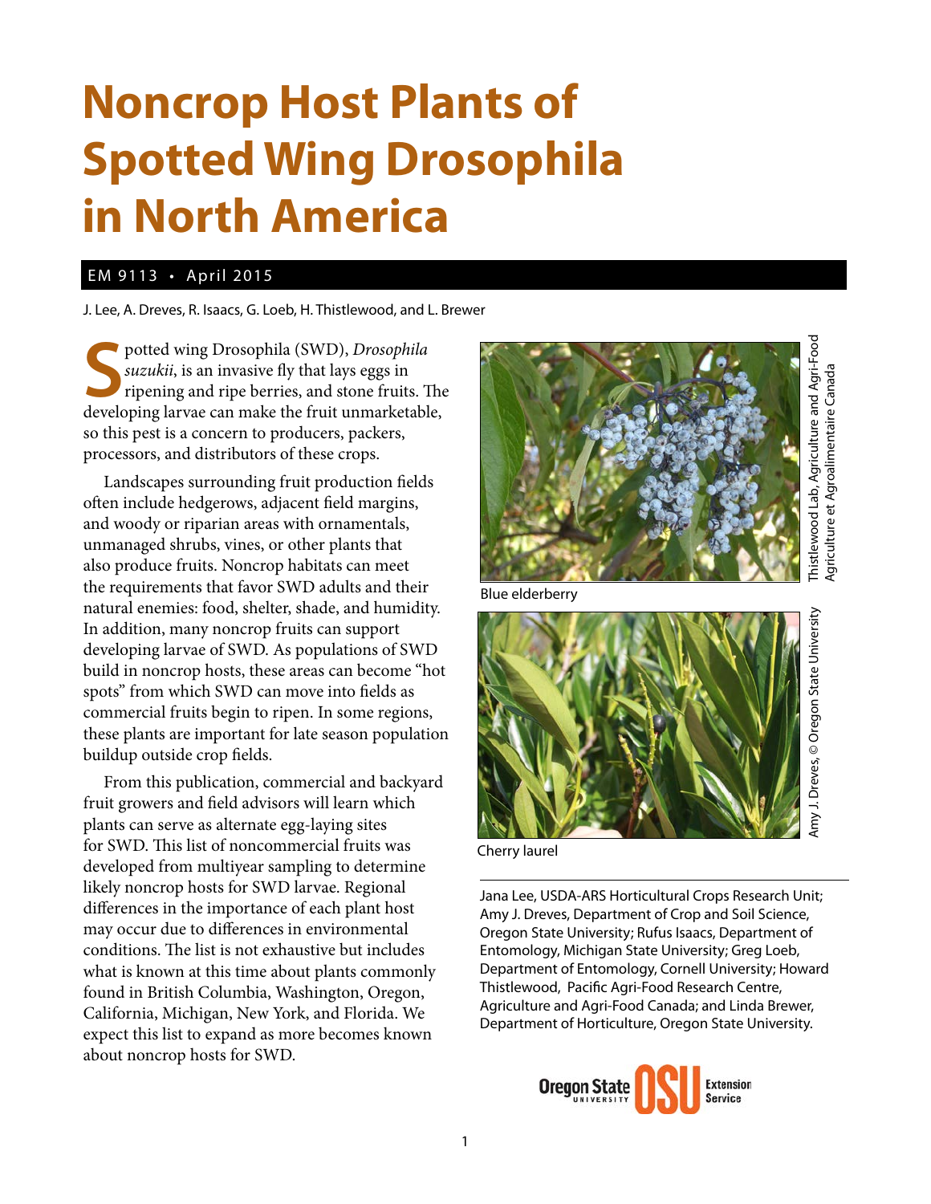# Noncrop Host Plants of Spotted Wing Drosophila in North America

EM 9113 • April 2015

J. Lee, A. Dreves, R. Isaacs, G. Loeb, H. Thistlewood, and L. Brewer

Spotted wing Drosophila (SWD), *Drosophila suzukii*, is an invasive fly that lays eggs in ripening and ripe berries, and stone fruits. The developing larvae can make the fruit unmarketable, so this pest is a concern to producers, packers, processors, and distributors of these crops.

Landscapes surrounding fruit production fields often include hedgerows, adjacent field margins, and woody or riparian areas with ornamentals, unmanaged shrubs, vines, or other plants that also produce fruits. Noncrop habitats can meet the requirements that favor SWD adults and their natural enemies: food, shelter, shade, and humidity. In addition, many noncrop fruits can support developing larvae of SWD. As populations of SWD build in noncrop hosts, these areas can become "hot spots" from which SWD can move into fields as commercial fruits begin to ripen. In some regions, these plants are important for late season population buildup outside crop fields.

From this publication, commercial and backyard fruit growers and field advisors will learn which plants can serve as alternate egg-laying sites for SWD. This list of noncommercial fruits was developed from multiyear sampling to determine likely noncrop hosts for SWD larvae. Regional differences in the importance of each plant host may occur due to differences in environmental conditions. The list is not exhaustive but includes what is known at this time about plants commonly found in British Columbia, Washington, Oregon, California, Michigan, New York, and Florida. We expect this list to expand as more becomes known about noncrop hosts for SWD.

Blue elderberry

Thistlewood Lab, Agriculture and Agri-Food Agriculture et Agroalimentaire Canada

Cherry laurel

Amy J. Dreves, © Oregon State University

Jana Lee, USDA-ARS Horticultural Crops Research Unit; Amy J. Dreves, Department of Crop and Soil Science, Oregon State University; Rufus Isaacs, Department of Entomology, Michigan State University; Greg Loeb, Department of Entomology, Cornell University; Howard Thistlewood, Pacific Agri-Food Research Centre, Agriculture and Agri-Food Canada; and Linda Brewer, Department of Horticulture, Oregon State University.

Oregon State University OSU Extension Service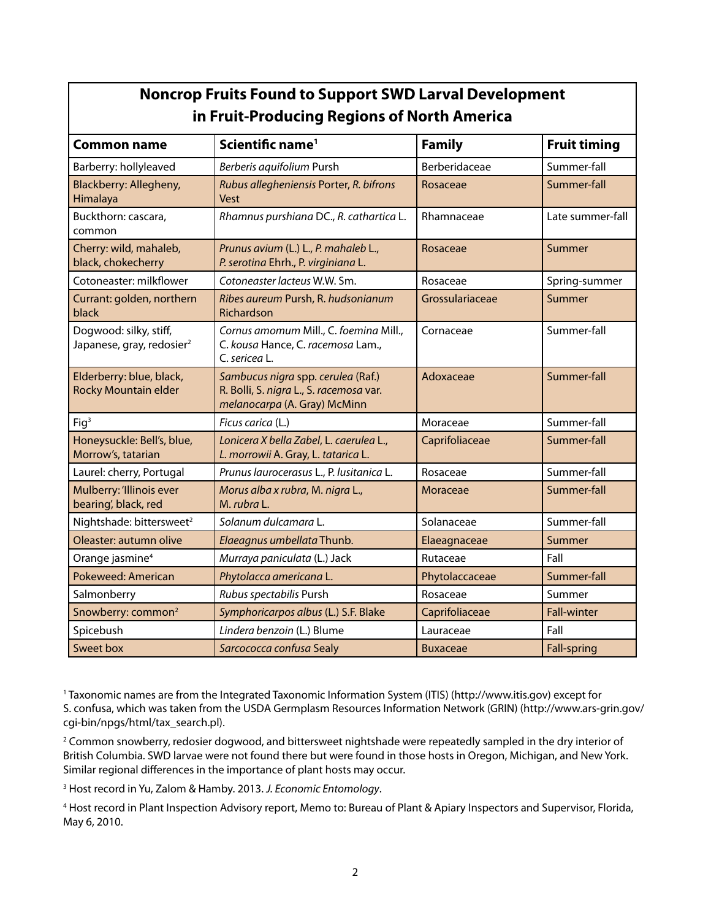## Noncrop Fruits Found to Support SWD Larval Development in Fruit-Producing Regions of North America

| Common name | Scientific name[1] | Family | Fruit timing |
|---|---|---|---|
| Barberry: hollyleaved | *Berberis aquifolium* Pursh | Berberidaceae | Summer-fall |
| Blackberry: Allegheny, Himalaya | *Rubus allegheniensis* Porter, *R. bifrons* Vest | Rosaceae | Summer-fall |
| Buckthorn: cascara, common | *Rhamnus purshiana* DC., *R. cathartica* L. | Rhamnaceae | Late summer-fall |
| Cherry: wild, mahaleb, black, chokecherry | *Prunus avium* (L.) L., *P. mahaleb* L., *P. serotina* Ehrh., *P. virginiana* L. | Rosaceae | Summer |
| Cotoneaster: milkflower | *Cotoneaster lacteus* W.W. Sm. | Rosaceae | Spring-summer |
| Currant: golden, northern black | *Ribes aureum* Pursh, R. *hudsonianum* Richardson | Grossulariaceae | Summer |
| Dogwood: silky, stiff, Japanese, gray, redosier[2] | *Cornus amomum* Mill., C. *foemina* Mill., C. *kousa* Hance, C. *racemosa* Lam., C. *sericea* L. | Cornaceae | Summer-fall |
| Elderberry: blue, black, Rocky Mountain elder | *Sambucus nigra* spp. *cerulea* (Raf.) R. Bolli, *S. nigra* L., *S. racemosa* var. *melanocarpa* (A. Gray) McMinn | Adoxaceae | Summer-fall |
| Fig[3] | *Ficus carica* (L.) | Moraceae | Summer-fall |
| Honeysuckle: Bell's, blue, Morrow's, tatarian | *Lonicera X bella Zabel*, L. *caerulea* L., *L. morrowii* A. Gray, *L. tatarica* L. | Caprifoliaceae | Summer-fall |
| Laurel: cherry, Portugal | *Prunus laurocerasus* L., *P. lusitanica* L. | Rosaceae | Summer-fall |
| Mulberry: 'Illinois ever bearing', black, red | *Morus alba x rubra*, M. *nigra* L., M. *rubra* L. | Moraceae | Summer-fall |
| Nightshade: bittersweet[2] | *Solanum dulcamara* L. | Solanaceae | Summer-fall |
| Oleaster: autumn olive | *Elaeagnus umbellata* Thunb. | Elaeagnaceae | Summer |
| Orange jasmine[4] | *Murraya paniculata* (L.) Jack | Rutaceae | Fall |
| Pokeweed: American | *Phytolacca americana* L. | Phytolaccaceae | Summer-fall |
| Salmonberry | *Rubus spectabilis* Pursh | Rosaceae | Summer |
| Snowberry: common[2] | *Symphoricarpos albus* (L.) S.F. Blake | Caprifoliaceae | Fall-winter |
| Spicebush | *Lindera benzoin* (L.) Blume | Lauraceae | Fall |
| Sweet box | *Sarcococca confusa* Sealy | Buxaceae | Fall-spring |

[1] Taxonomic names are from the Integrated Taxonomic Information System (ITIS) (http://www.itis.gov) except for S. confusa, which was taken from the USDA Germplasm Resources Information Network (GRIN) (http://www.ars-grin.gov/cgi-bin/npgs/html/tax_search.pl).

[2] Common snowberry, redosier dogwood, and bittersweet nightshade were repeatedly sampled in the dry interior of British Columbia. SWD larvae were not found there but were found in those hosts in Oregon, Michigan, and New York. Similar regional differences in the importance of plant hosts may occur.

[3] Host record in Yu, Zalom & Hamby. 2013. *J. Economic Entomology*.

[4] Host record in Plant Inspection Advisory report, Memo to: Bureau of Plant & Apiary Inspectors and Supervisor, Florida, May 6, 2010.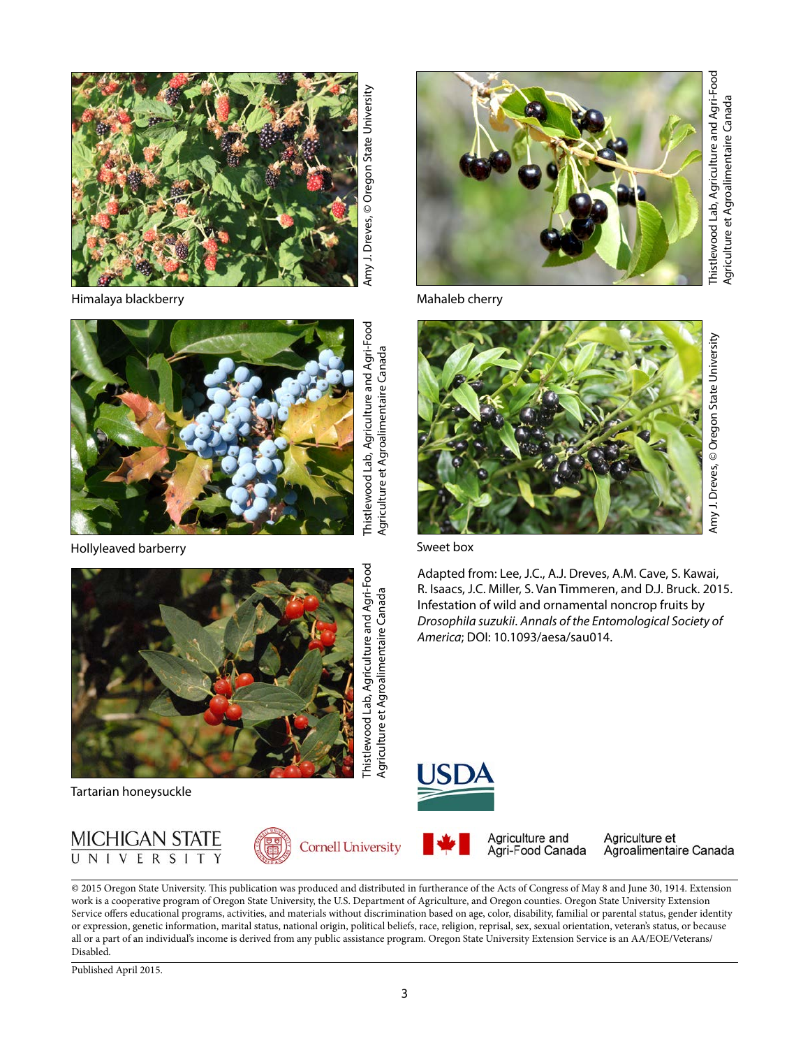Himalaya blackberry

Amy J. Dreves, © Oregon State University

Mahaleb cherry

Thistlewood Lab, Agriculture and Agri-Food Agriculture et Agroalimentaire Canada

Hollyleaved barberry

Thistlewood Lab, Agriculture and Agri-Food Agriculture et Agroalimentaire Canada

Sweet box

Amy J. Dreves, © Oregon State University

Tartarian honeysuckle

Thistlewood Lab, Agriculture and Agri-Food Agriculture et Agroalimentaire Canada

Adapted from: Lee, J.C., A.J. Dreves, A.M. Cave, S. Kawai, R. Isaacs, J.C. Miller, S. Van Timmeren, and D.J. Bruck. 2015. Infestation of wild and ornamental noncrop fruits by *Drosophila suzukii*. *Annals of the Entomological Society of America*; DOI: 10.1093/aesa/sau014.

USDA

MICHIGAN STATE UNIVERSITY Cornell University Agriculture and Agri-Food Canada Agriculture et Agroalimentaire Canada

© 2015 Oregon State University. This publication was produced and distributed in furtherance of the Acts of Congress of May 8 and June 30, 1914. Extension work is a cooperative program of Oregon State University, the U.S. Department of Agriculture, and Oregon counties. Oregon State University Extension Service offers educational programs, activities, and materials without discrimination based on age, color, disability, familial or parental status, gender identity or expression, genetic information, marital status, national origin, political beliefs, race, religion, reprisal, sex, sexual orientation, veteran's status, or because all or a part of an individual's income is derived from any public assistance program. Oregon State University Extension Service is an AA/EOE/Veterans/Disabled.

Published April 2015.